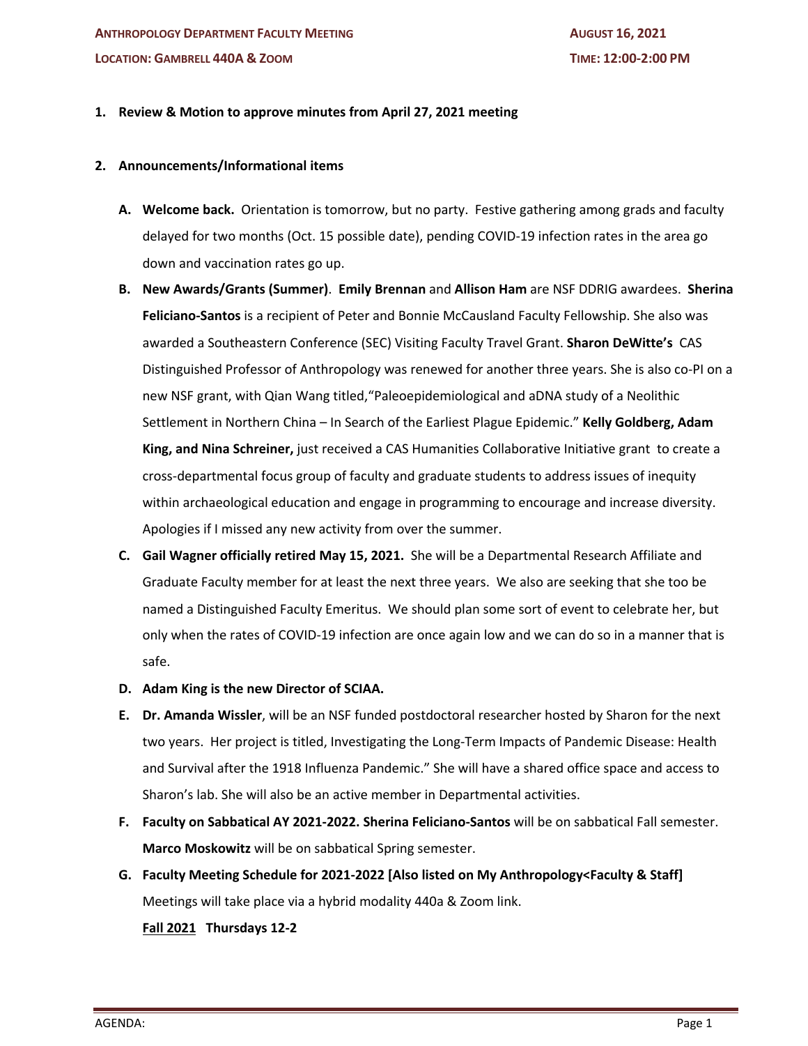**ANTHROPOLOGY DEPARTMENT FACULTY MEETING** | **AUGUST 16, 2021**

**LOCATION: GAMBRELL 440A & ZOOM** | **TIME: 12:00-2:00 PM**

1. **Review & Motion to approve minutes from April 27, 2021 meeting**

2. **Announcements/Informational items**

   A. **Welcome back.** Orientation is tomorrow, but no party. Festive gathering among grads and faculty delayed for two months (Oct. 15 possible date), pending COVID-19 infection rates in the area go down and vaccination rates go up.

   B. **New Awards/Grants (Summer)**. **Emily Brennan** and **Allison Ham** are NSF DDRIG awardees. **Sherina Feliciano-Santos** is a recipient of Peter and Bonnie McCausland Faculty Fellowship. She also was awarded a Southeastern Conference (SEC) Visiting Faculty Travel Grant. **Sharon DeWitte's** CAS Distinguished Professor of Anthropology was renewed for another three years. She is also co-PI on a new NSF grant, with Qian Wang titled,"Paleoepidemiological and aDNA study of a Neolithic Settlement in Northern China – In Search of the Earliest Plague Epidemic." **Kelly Goldberg, Adam King, and Nina Schreiner,** just received a CAS Humanities Collaborative Initiative grant to create a cross-departmental focus group of faculty and graduate students to address issues of inequity within archaeological education and engage in programming to encourage and increase diversity. Apologies if I missed any new activity from over the summer.

   C. **Gail Wagner officially retired May 15, 2021.** She will be a Departmental Research Affiliate and Graduate Faculty member for at least the next three years. We also are seeking that she too be named a Distinguished Faculty Emeritus. We should plan some sort of event to celebrate her, but only when the rates of COVID-19 infection are once again low and we can do so in a manner that is safe.

   D. **Adam King is the new Director of SCIAA.**

   E. **Dr. Amanda Wissler**, will be an NSF funded postdoctoral researcher hosted by Sharon for the next two years. Her project is titled, Investigating the Long-Term Impacts of Pandemic Disease: Health and Survival after the 1918 Influenza Pandemic." She will have a shared office space and access to Sharon's lab. She will also be an active member in Departmental activities.

   F. **Faculty on Sabbatical AY 2021-2022. Sherina Feliciano-Santos** will be on sabbatical Fall semester. **Marco Moskowitz** will be on sabbatical Spring semester.

   G. **Faculty Meeting Schedule for 2021-2022 [Also listed on My Anthropology<Faculty & Staff]** Meetings will take place via a hybrid modality 440a & Zoom link.

      **<u>Fall 2021</u> Thursdays 12-2**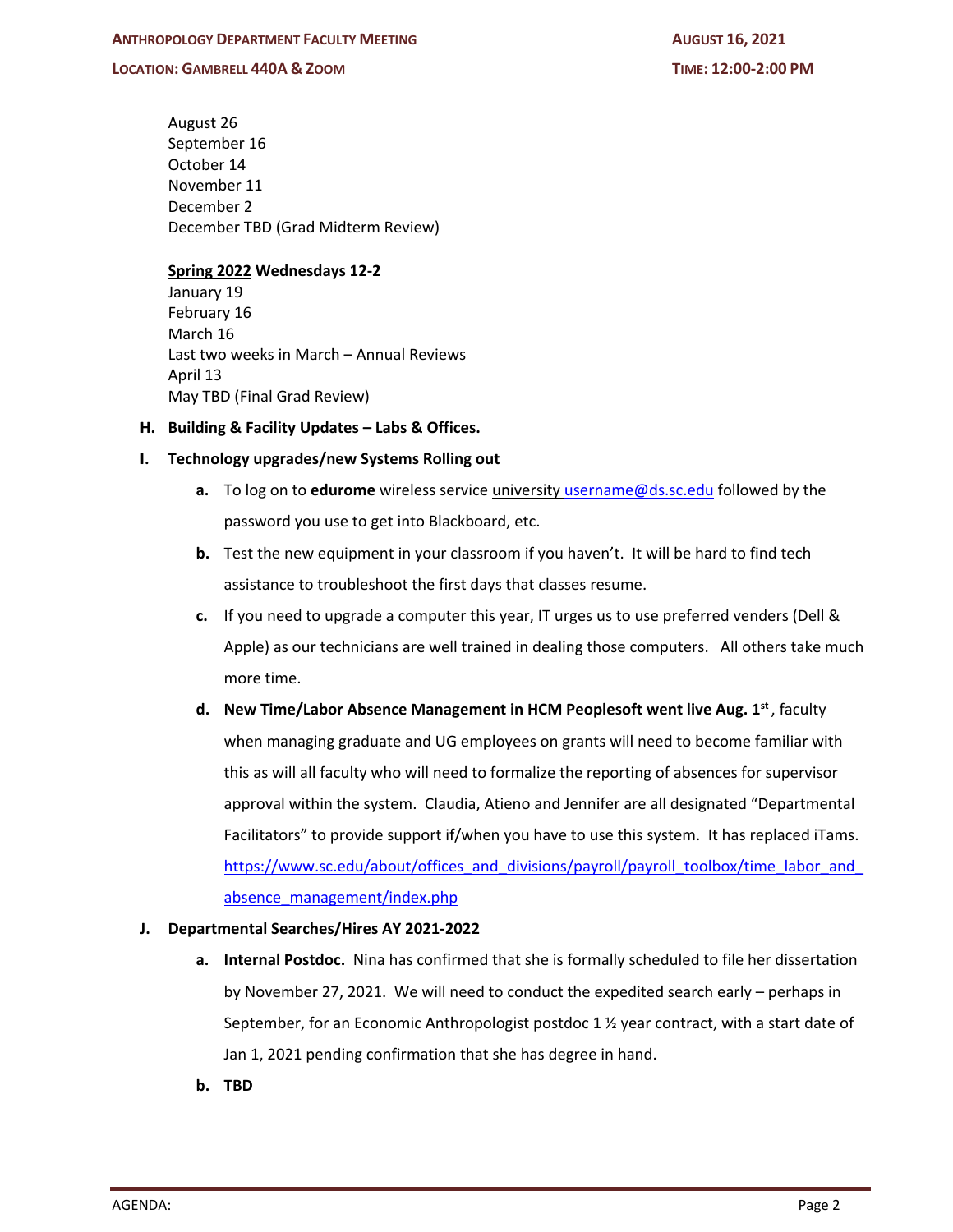August 26
September 16
October 14
November 11
December 2
December TBD (Grad Midterm Review)

**Spring 2022 Wednesdays 12-2**
January 19
February 16
March 16
Last two weeks in March – Annual Reviews
April 13
May TBD (Final Grad Review)

**H. Building & Facility Updates – Labs & Offices.**

**I. Technology upgrades/new Systems Rolling out**

- **a.** To log on to **edurome** wireless service university username@ds.sc.edu followed by the password you use to get into Blackboard, etc.
- **b.** Test the new equipment in your classroom if you haven't. It will be hard to find tech assistance to troubleshoot the first days that classes resume.
- **c.** If you need to upgrade a computer this year, IT urges us to use preferred venders (Dell & Apple) as our technicians are well trained in dealing those computers. All others take much more time.
- **d.** **New Time/Labor Absence Management in HCM Peoplesoft went live Aug. 1st**, faculty when managing graduate and UG employees on grants will need to become familiar with this as will all faculty who will need to formalize the reporting of absences for supervisor approval within the system. Claudia, Atieno and Jennifer are all designated "Departmental Facilitators" to provide support if/when you have to use this system. It has replaced iTams. https://www.sc.edu/about/offices_and_divisions/payroll/payroll_toolbox/time_labor_and_absence_management/index.php

**J. Departmental Searches/Hires AY 2021-2022**

- **a.** **Internal Postdoc.** Nina has confirmed that she is formally scheduled to file her dissertation by November 27, 2021. We will need to conduct the expedited search early – perhaps in September, for an Economic Anthropologist postdoc 1 ½ year contract, with a start date of Jan 1, 2021 pending confirmation that she has degree in hand.
- **b.** **TBD**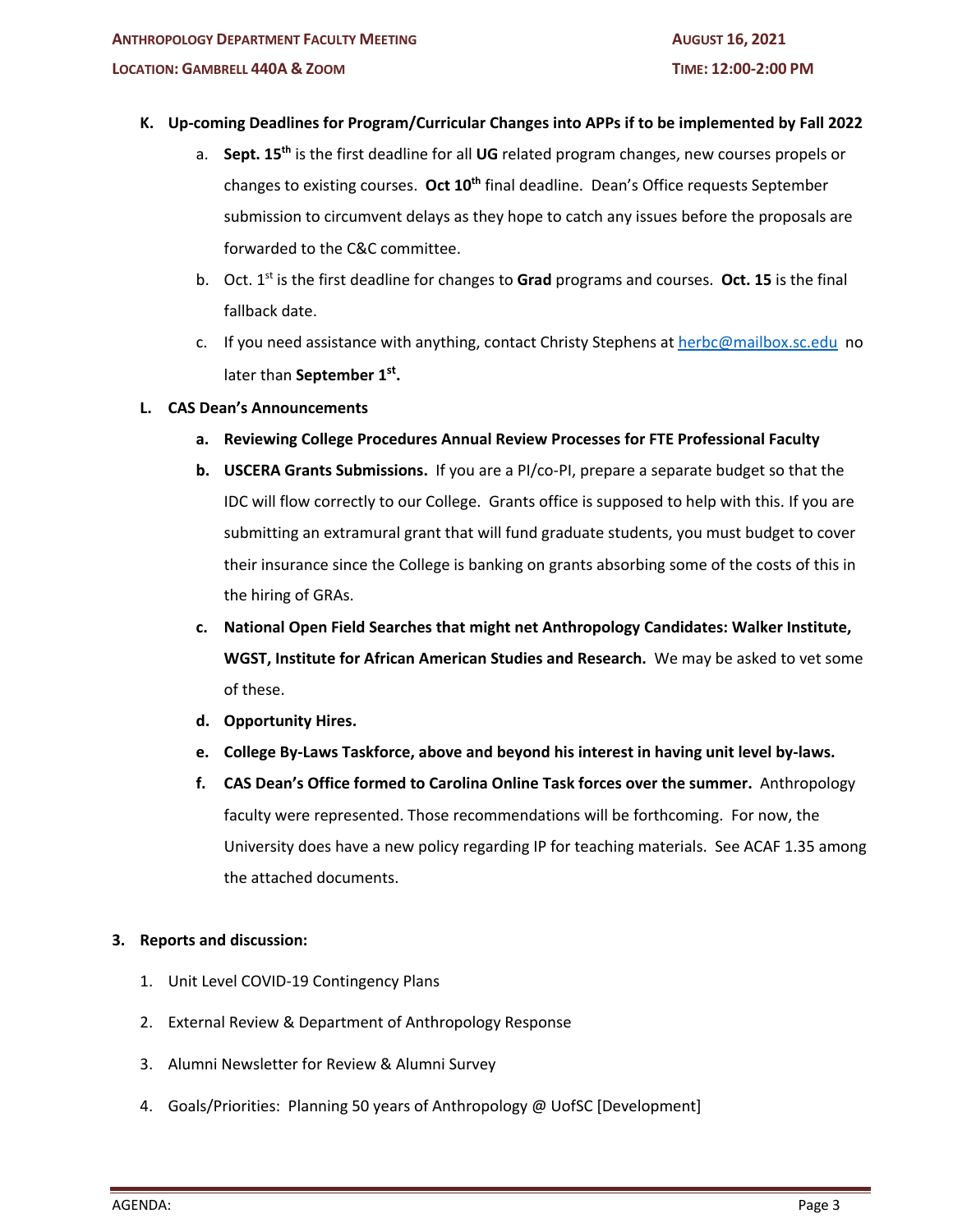**K. Up-coming Deadlines for Program/Curricular Changes into APPs if to be implemented by Fall 2022**

a. **Sept. 15th** is the first deadline for all **UG** related program changes, new courses propels or changes to existing courses. **Oct 10th** final deadline. Dean's Office requests September submission to circumvent delays as they hope to catch any issues before the proposals are forwarded to the C&C committee.

b. Oct. 1st is the first deadline for changes to **Grad** programs and courses. **Oct. 15** is the final fallback date.

c. If you need assistance with anything, contact Christy Stephens at herbc@mailbox.sc.edu no later than **September 1st.**

**L. CAS Dean's Announcements**

a. **Reviewing College Procedures Annual Review Processes for FTE Professional Faculty**

b. **USCERA Grants Submissions.** If you are a PI/co-PI, prepare a separate budget so that the IDC will flow correctly to our College. Grants office is supposed to help with this. If you are submitting an extramural grant that will fund graduate students, you must budget to cover their insurance since the College is banking on grants absorbing some of the costs of this in the hiring of GRAs.

c. **National Open Field Searches that might net Anthropology Candidates: Walker Institute, WGST, Institute for African American Studies and Research.** We may be asked to vet some of these.

d. **Opportunity Hires.**

e. **College By-Laws Taskforce, above and beyond his interest in having unit level by-laws.**

f. **CAS Dean's Office formed to Carolina Online Task forces over the summer.** Anthropology faculty were represented. Those recommendations will be forthcoming. For now, the University does have a new policy regarding IP for teaching materials. See ACAF 1.35 among the attached documents.

**3. Reports and discussion:**

1. Unit Level COVID-19 Contingency Plans
2. External Review & Department of Anthropology Response
3. Alumni Newsletter for Review & Alumni Survey
4. Goals/Priorities: Planning 50 years of Anthropology @ UofSC [Development]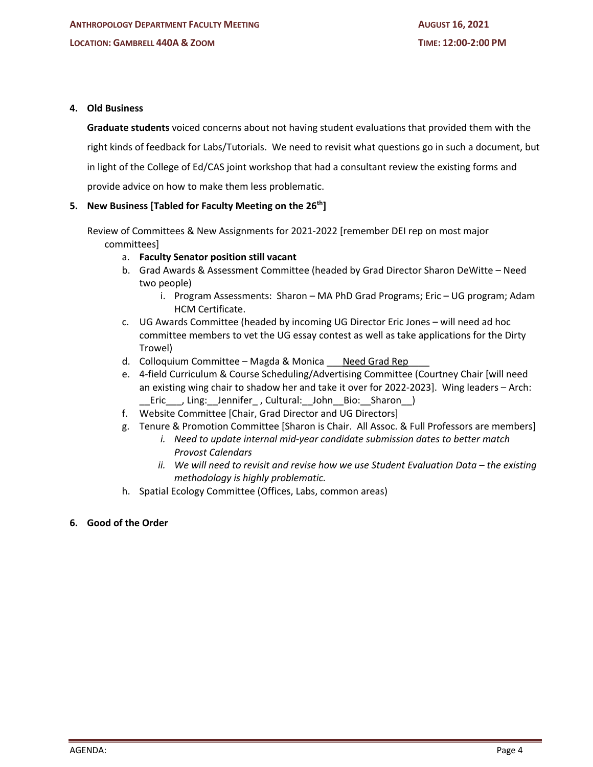4. **Old Business**

   **Graduate students** voiced concerns about not having student evaluations that provided them with the right kinds of feedback for Labs/Tutorials. We need to revisit what questions go in such a document, but in light of the College of Ed/CAS joint workshop that had a consultant review the existing forms and provide advice on how to make them less problematic.

5. **New Business [Tabled for Faculty Meeting on the 26th]**

   Review of Committees & New Assignments for 2021-2022 [remember DEI rep on most major committees]

   a. **Faculty Senator position still vacant**
   b. Grad Awards & Assessment Committee (headed by Grad Director Sharon DeWitte – Need two people)
      i. Program Assessments: Sharon – MA PhD Grad Programs; Eric – UG program; Adam HCM Certificate.
   c. UG Awards Committee (headed by incoming UG Director Eric Jones – will need ad hoc committee members to vet the UG essay contest as well as take applications for the Dirty Trowel)
   d. Colloquium Committee – Magda & Monica \_\_\_Need Grad Rep\_\_\_\_
   e. 4-field Curriculum & Course Scheduling/Advertising Committee (Courtney Chair [will need an existing wing chair to shadow her and take it over for 2022-2023]. Wing leaders – Arch: \_\_Eric\_\_\_, Ling:\_\_Jennifer\_ , Cultural:\_\_John\_\_Bio:\_\_Sharon\_\_)
   f. Website Committee [Chair, Grad Director and UG Directors]
   g. Tenure & Promotion Committee [Sharon is Chair. All Assoc. & Full Professors are members]
      i. *Need to update internal mid-year candidate submission dates to better match Provost Calendars*
      ii. *We will need to revisit and revise how we use Student Evaluation Data – the existing methodology is highly problematic.*
   h. Spatial Ecology Committee (Offices, Labs, common areas)

6. **Good of the Order**